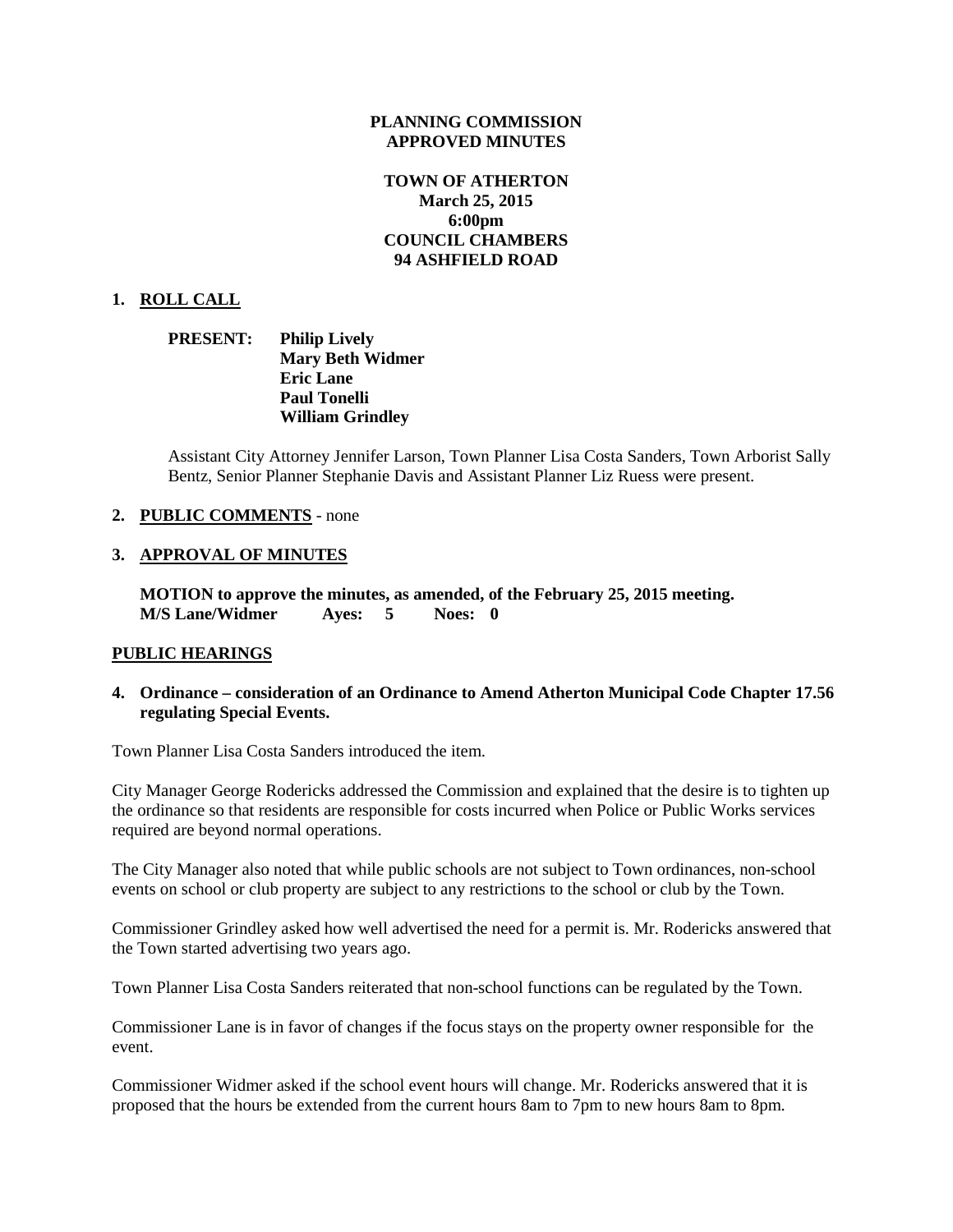**PLANNING COMMISSION**
**APPROVED MINUTES**

**TOWN OF ATHERTON**
**March 25, 2015**
**6:00pm**
**COUNCIL CHAMBERS**
**94 ASHFIELD ROAD**

## 1. ROLL CALL

**PRESENT:** **Philip Lively**
**Mary Beth Widmer**
**Eric Lane**
**Paul Tonelli**
**William Grindley**

Assistant City Attorney Jennifer Larson, Town Planner Lisa Costa Sanders, Town Arborist Sally Bentz, Senior Planner Stephanie Davis and Assistant Planner Liz Ruess were present.

## 2. PUBLIC COMMENTS - none

## 3. APPROVAL OF MINUTES

**MOTION to approve the minutes, as amended, of the February 25, 2015 meeting.**
**M/S Lane/Widmer Ayes: 5 Noes: 0**

## PUBLIC HEARINGS

### 4. Ordinance – consideration of an Ordinance to Amend Atherton Municipal Code Chapter 17.56 regulating Special Events.

Town Planner Lisa Costa Sanders introduced the item.

City Manager George Rodericks addressed the Commission and explained that the desire is to tighten up the ordinance so that residents are responsible for costs incurred when Police or Public Works services required are beyond normal operations.

The City Manager also noted that while public schools are not subject to Town ordinances, non-school events on school or club property are subject to any restrictions to the school or club by the Town.

Commissioner Grindley asked how well advertised the need for a permit is. Mr. Rodericks answered that the Town started advertising two years ago.

Town Planner Lisa Costa Sanders reiterated that non-school functions can be regulated by the Town.

Commissioner Lane is in favor of changes if the focus stays on the property owner responsible for the event.

Commissioner Widmer asked if the school event hours will change. Mr. Rodericks answered that it is proposed that the hours be extended from the current hours 8am to 7pm to new hours 8am to 8pm.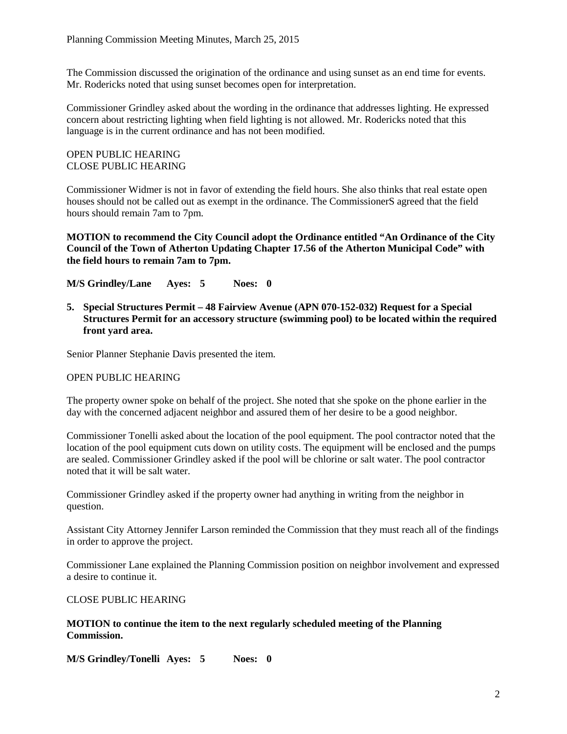The Commission discussed the origination of the ordinance and using sunset as an end time for events. Mr. Rodericks noted that using sunset becomes open for interpretation.

Commissioner Grindley asked about the wording in the ordinance that addresses lighting. He expressed concern about restricting lighting when field lighting is not allowed. Mr. Rodericks noted that this language is in the current ordinance and has not been modified.

OPEN PUBLIC HEARING
CLOSE PUBLIC HEARING

Commissioner Widmer is not in favor of extending the field hours. She also thinks that real estate open houses should not be called out as exempt in the ordinance. The CommissionerS agreed that the field hours should remain 7am to 7pm.

**MOTION to recommend the City Council adopt the Ordinance entitled "An Ordinance of the City Council of the Town of Atherton Updating Chapter 17.56 of the Atherton Municipal Code" with the field hours to remain 7am to 7pm.**

**M/S Grindley/Lane Ayes: 5 Noes: 0**

**5. Special Structures Permit – 48 Fairview Avenue (APN 070-152-032) Request for a Special Structures Permit for an accessory structure (swimming pool) to be located within the required front yard area.**

Senior Planner Stephanie Davis presented the item.

OPEN PUBLIC HEARING

The property owner spoke on behalf of the project. She noted that she spoke on the phone earlier in the day with the concerned adjacent neighbor and assured them of her desire to be a good neighbor.

Commissioner Tonelli asked about the location of the pool equipment. The pool contractor noted that the location of the pool equipment cuts down on utility costs. The equipment will be enclosed and the pumps are sealed. Commissioner Grindley asked if the pool will be chlorine or salt water. The pool contractor noted that it will be salt water.

Commissioner Grindley asked if the property owner had anything in writing from the neighbor in question.

Assistant City Attorney Jennifer Larson reminded the Commission that they must reach all of the findings in order to approve the project.

Commissioner Lane explained the Planning Commission position on neighbor involvement and expressed a desire to continue it.

CLOSE PUBLIC HEARING

**MOTION to continue the item to the next regularly scheduled meeting of the Planning Commission.**

**M/S Grindley/Tonelli Ayes: 5 Noes: 0**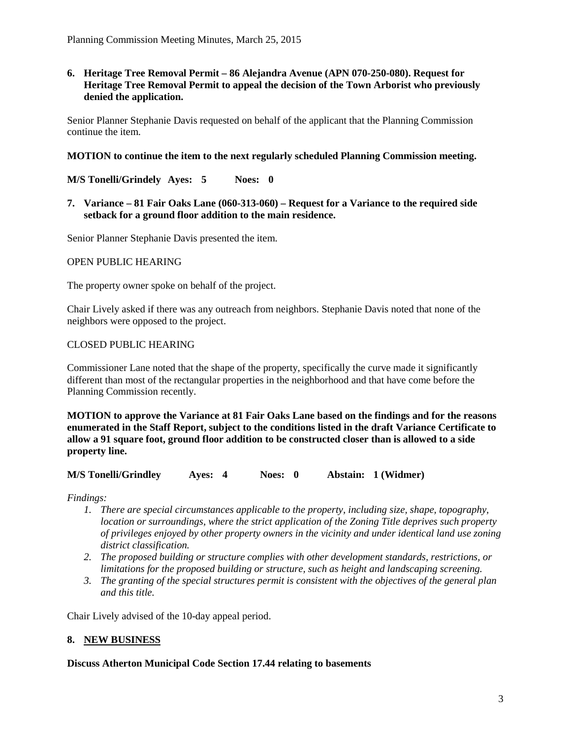**6. Heritage Tree Removal Permit – 86 Alejandra Avenue (APN 070-250-080). Request for Heritage Tree Removal Permit to appeal the decision of the Town Arborist who previously denied the application.**

Senior Planner Stephanie Davis requested on behalf of the applicant that the Planning Commission continue the item.

**MOTION to continue the item to the next regularly scheduled Planning Commission meeting.**

**M/S Tonelli/Grindely Ayes: 5 Noes: 0**

**7. Variance – 81 Fair Oaks Lane (060-313-060) – Request for a Variance to the required side setback for a ground floor addition to the main residence.**

Senior Planner Stephanie Davis presented the item.

OPEN PUBLIC HEARING

The property owner spoke on behalf of the project.

Chair Lively asked if there was any outreach from neighbors. Stephanie Davis noted that none of the neighbors were opposed to the project.

CLOSED PUBLIC HEARING

Commissioner Lane noted that the shape of the property, specifically the curve made it significantly different than most of the rectangular properties in the neighborhood and that have come before the Planning Commission recently.

**MOTION to approve the Variance at 81 Fair Oaks Lane based on the findings and for the reasons enumerated in the Staff Report, subject to the conditions listed in the draft Variance Certificate to allow a 91 square foot, ground floor addition to be constructed closer than is allowed to a side property line.**

**M/S Tonelli/Grindley Ayes: 4 Noes: 0 Abstain: 1 (Widmer)**

*Findings:*

1. *There are special circumstances applicable to the property, including size, shape, topography, location or surroundings, where the strict application of the Zoning Title deprives such property of privileges enjoyed by other property owners in the vicinity and under identical land use zoning district classification.*
2. *The proposed building or structure complies with other development standards, restrictions, or limitations for the proposed building or structure, such as height and landscaping screening.*
3. *The granting of the special structures permit is consistent with the objectives of the general plan and this title.*

Chair Lively advised of the 10-day appeal period.

**8. NEW BUSINESS**

**Discuss Atherton Municipal Code Section 17.44 relating to basements**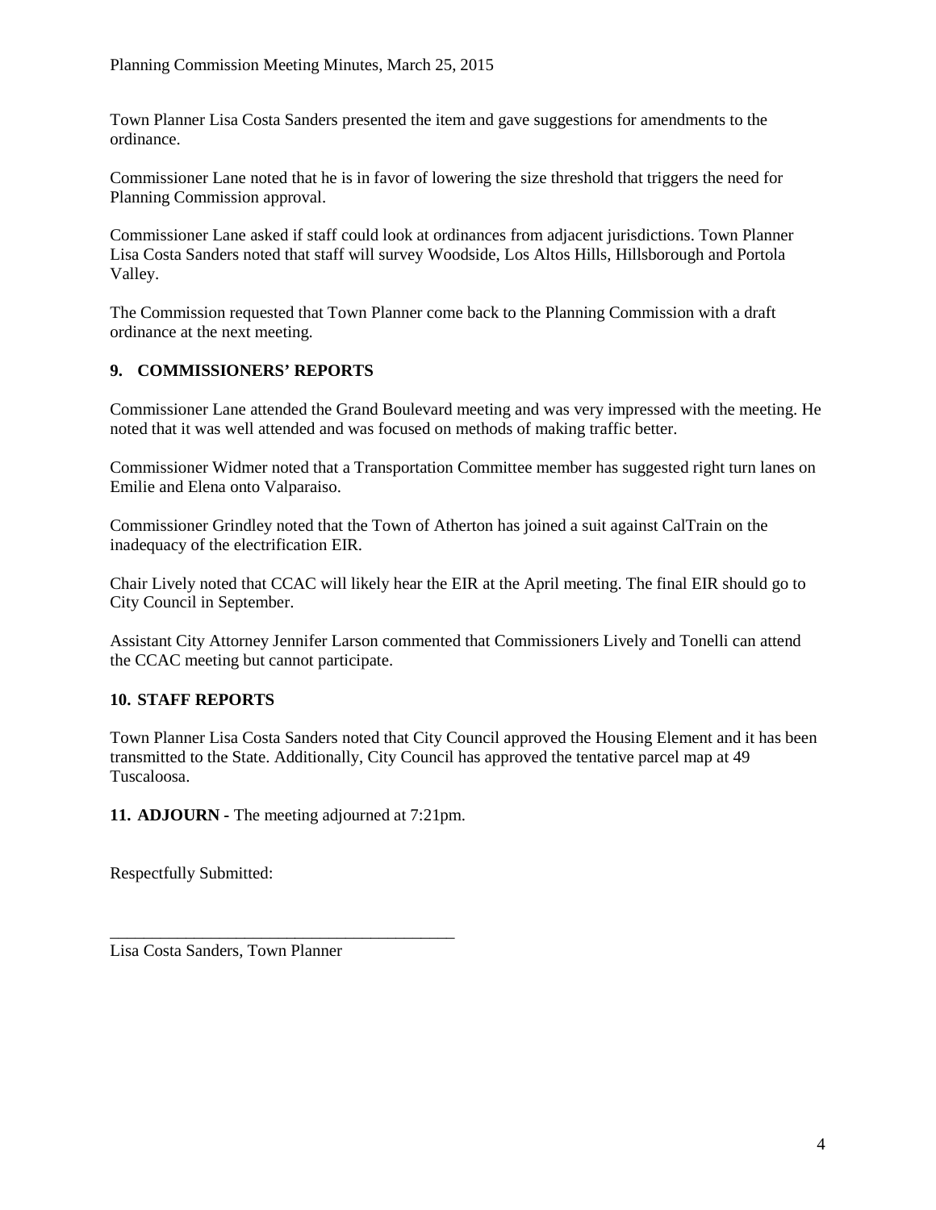Town Planner Lisa Costa Sanders presented the item and gave suggestions for amendments to the ordinance.

Commissioner Lane noted that he is in favor of lowering the size threshold that triggers the need for Planning Commission approval.

Commissioner Lane asked if staff could look at ordinances from adjacent jurisdictions. Town Planner Lisa Costa Sanders noted that staff will survey Woodside, Los Altos Hills, Hillsborough and Portola Valley.

The Commission requested that Town Planner come back to the Planning Commission with a draft ordinance at the next meeting.

## 9. COMMISSIONERS' REPORTS

Commissioner Lane attended the Grand Boulevard meeting and was very impressed with the meeting. He noted that it was well attended and was focused on methods of making traffic better.

Commissioner Widmer noted that a Transportation Committee member has suggested right turn lanes on Emilie and Elena onto Valparaiso.

Commissioner Grindley noted that the Town of Atherton has joined a suit against CalTrain on the inadequacy of the electrification EIR.

Chair Lively noted that CCAC will likely hear the EIR at the April meeting. The final EIR should go to City Council in September.

Assistant City Attorney Jennifer Larson commented that Commissioners Lively and Tonelli can attend the CCAC meeting but cannot participate.

## 10. STAFF REPORTS

Town Planner Lisa Costa Sanders noted that City Council approved the Housing Element and it has been transmitted to the State. Additionally, City Council has approved the tentative parcel map at 49 Tuscaloosa.

**11. ADJOURN -** The meeting adjourned at 7:21pm.

Respectfully Submitted:

\_\_\_\_\_\_\_\_\_\_\_\_\_\_\_\_\_\_\_\_\_\_\_\_\_\_\_\_\_\_\_\_\_\_\_\_\_\_\_\_

Lisa Costa Sanders, Town Planner